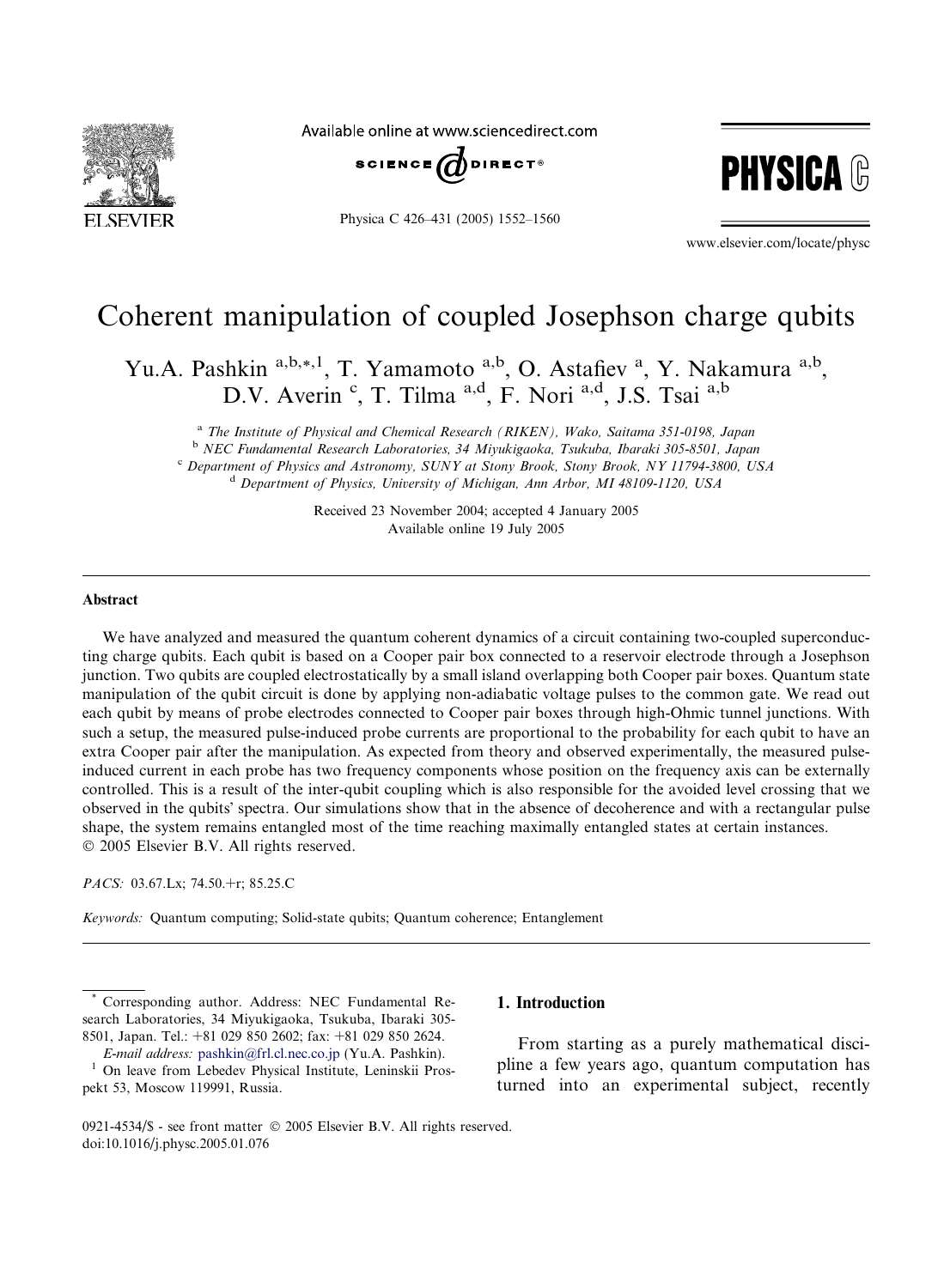# Coherent manipulation of coupled Josephson charge qubits

Yu.A. Pashkin [a,b,*,1], T. Yamamoto [a,b], O. Astafiev [a], Y. Nakamura [a,b], D.V. Averin [c], T. Tilma [a,d], F. Nori [a,d], J.S. Tsai [a,b]

[a] The Institute of Physical and Chemical Research (RIKEN), Wako, Saitama 351-0198, Japan
[b] NEC Fundamental Research Laboratories, 34 Miyukigaoka, Tsukuba, Ibaraki 305-8501, Japan
[c] Department of Physics and Astronomy, SUNY at Stony Brook, Stony Brook, NY 11794-3800, USA
[d] Department of Physics, University of Michigan, Ann Arbor, MI 48109-1120, USA

Received 23 November 2004; accepted 4 January 2005
Available online 19 July 2005

## Abstract

We have analyzed and measured the quantum coherent dynamics of a circuit containing two-coupled superconducting charge qubits. Each qubit is based on a Cooper pair box connected to a reservoir electrode through a Josephson junction. Two qubits are coupled electrostatically by a small island overlapping both Cooper pair boxes. Quantum state manipulation of the qubit circuit is done by applying non-adiabatic voltage pulses to the common gate. We read out each qubit by means of probe electrodes connected to Cooper pair boxes through high-Ohmic tunnel junctions. With such a setup, the measured pulse-induced probe currents are proportional to the probability for each qubit to have an extra Cooper pair after the manipulation. As expected from theory and observed experimentally, the measured pulse-induced current in each probe has two frequency components whose position on the frequency axis can be externally controlled. This is a result of the inter-qubit coupling which is also responsible for the avoided level crossing that we observed in the qubits' spectra. Our simulations show that in the absence of decoherence and with a rectangular pulse shape, the system remains entangled most of the time reaching maximally entangled states at certain instances.
© 2005 Elsevier B.V. All rights reserved.

*PACS:* 03.67.Lx; 74.50.+r; 85.25.C

*Keywords:* Quantum computing; Solid-state qubits; Quantum coherence; Entanglement

## 1. Introduction

From starting as a purely mathematical discipline a few years ago, quantum computation has turned into an experimental subject, recently

---

\* Corresponding author. Address: NEC Fundamental Research Laboratories, 34 Miyukigaoka, Tsukuba, Ibaraki 305-8501, Japan. Tel.: +81 029 850 2602; fax: +81 029 850 2624.
*E-mail address:* pashkin@frl.cl.nec.co.jp (Yu.A. Pashkin).
[1] On leave from Lebedev Physical Institute, Leninskii Prospekt 53, Moscow 119991, Russia.

0921-4534/$ - see front matter © 2005 Elsevier B.V. All rights reserved.
doi:10.1016/j.physc.2005.01.076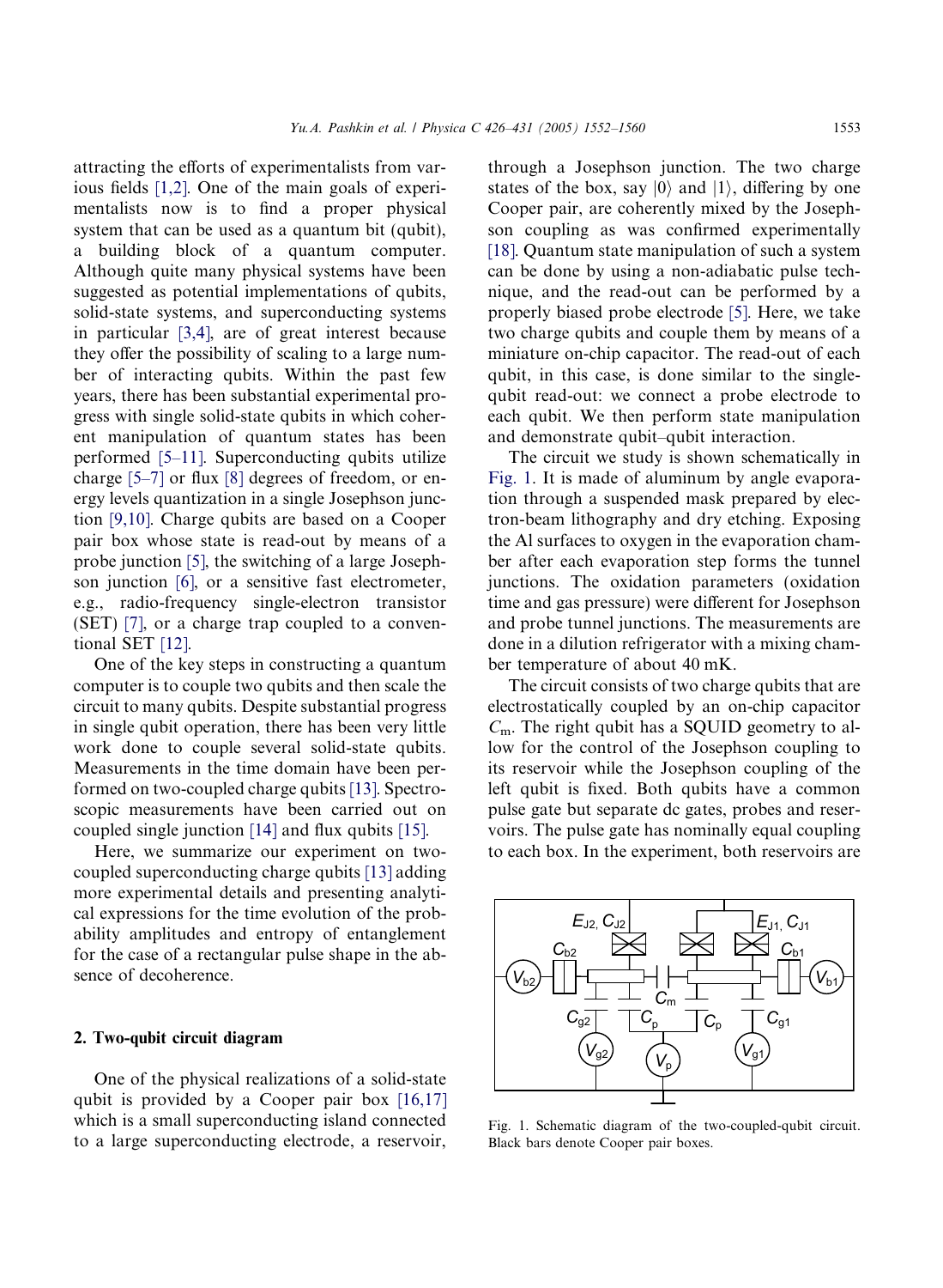attracting the efforts of experimentalists from various fields [1,2]. One of the main goals of experimentalists now is to find a proper physical system that can be used as a quantum bit (qubit), a building block of a quantum computer. Although quite many physical systems have been suggested as potential implementations of qubits, solid-state systems, and superconducting systems in particular [3,4], are of great interest because they offer the possibility of scaling to a large number of interacting qubits. Within the past few years, there has been substantial experimental progress with single solid-state qubits in which coherent manipulation of quantum states has been performed [5–11]. Superconducting qubits utilize charge [5–7] or flux [8] degrees of freedom, or energy levels quantization in a single Josephson junction [9,10]. Charge qubits are based on a Cooper pair box whose state is read-out by means of a probe junction [5], the switching of a large Josephson junction [6], or a sensitive fast electrometer, e.g., radio-frequency single-electron transistor (SET) [7], or a charge trap coupled to a conventional SET [12].

One of the key steps in constructing a quantum computer is to couple two qubits and then scale the circuit to many qubits. Despite substantial progress in single qubit operation, there has been very little work done to couple several solid-state qubits. Measurements in the time domain have been performed on two-coupled charge qubits [13]. Spectroscopic measurements have been carried out on coupled single junction [14] and flux qubits [15].

Here, we summarize our experiment on two-coupled superconducting charge qubits [13] adding more experimental details and presenting analytical expressions for the time evolution of the probability amplitudes and entropy of entanglement for the case of a rectangular pulse shape in the absence of decoherence.

## 2. Two-qubit circuit diagram

One of the physical realizations of a solid-state qubit is provided by a Cooper pair box [16,17] which is a small superconducting island connected to a large superconducting electrode, a reservoir, through a Josephson junction. The two charge states of the box, say $|0\rangle$ and $|1\rangle$, differing by one Cooper pair, are coherently mixed by the Josephson coupling as was confirmed experimentally [18]. Quantum state manipulation of such a system can be done by using a non-adiabatic pulse technique, and the read-out can be performed by a properly biased probe electrode [5]. Here, we take two charge qubits and couple them by means of a miniature on-chip capacitor. The read-out of each qubit, in this case, is done similar to the single-qubit read-out: we connect a probe electrode to each qubit. We then perform state manipulation and demonstrate qubit–qubit interaction.

The circuit we study is shown schematically in Fig. 1. It is made of aluminum by angle evaporation through a suspended mask prepared by electron-beam lithography and dry etching. Exposing the Al surfaces to oxygen in the evaporation chamber after each evaporation step forms the tunnel junctions. The oxidation parameters (oxidation time and gas pressure) were different for Josephson and probe tunnel junctions. The measurements are done in a dilution refrigerator with a mixing chamber temperature of about 40 mK.

The circuit consists of two charge qubits that are electrostatically coupled by an on-chip capacitor $C_m$. The right qubit has a SQUID geometry to allow for the control of the Josephson coupling to its reservoir while the Josephson coupling of the left qubit is fixed. Both qubits have a common pulse gate but separate dc gates, probes and reservoirs. The pulse gate has nominally equal coupling to each box. In the experiment, both reservoirs are

Fig. 1. Schematic diagram of the two-coupled-qubit circuit. Black bars denote Cooper pair boxes.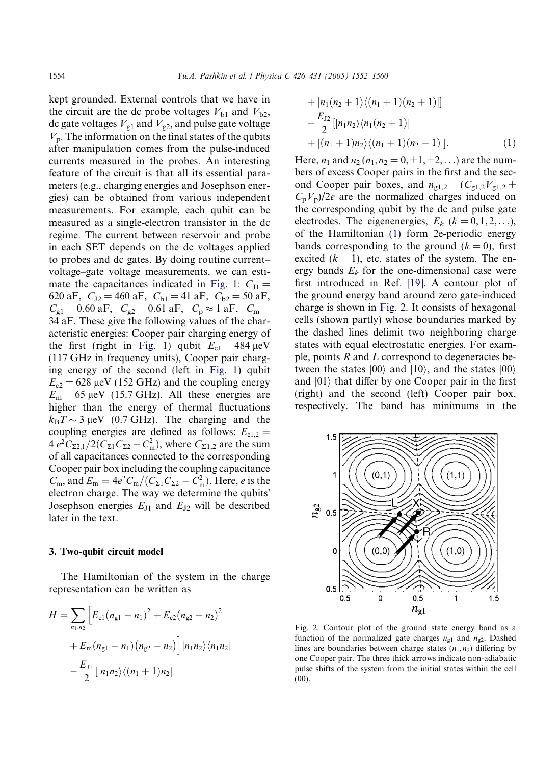kept grounded. External controls that we have in the circuit are the dc probe voltages $V_{b1}$ and $V_{b2}$, dc gate voltages $V_{g1}$ and $V_{g2}$, and pulse gate voltage $V_p$. The information on the final states of the qubits after manipulation comes from the pulse-induced currents measured in the probes. An interesting feature of the circuit is that all its essential parameters (e.g., charging energies and Josephson energies) can be obtained from various independent measurements. For example, each qubit can be measured as a single-electron transistor in the dc regime. The current between reservoir and probe in each SET depends on the dc voltages applied to probes and dc gates. By doing routine current–voltage–gate voltage measurements, we can estimate the capacitances indicated in Fig. 1: $C_{J1} = 620$ aF, $C_{J2} = 460$ aF, $C_{b1} = 41$ aF, $C_{b2} = 50$ aF, $C_{g1} = 0.60$ aF, $C_{g2} = 0.61$ aF, $C_p \approx 1$ aF, $C_m = 34$ aF. These give the following values of the characteristic energies: Cooper pair charging energy of the first (right in Fig. 1) qubit $E_{c1} = 484$ μeV (117 GHz in frequency units), Cooper pair charging energy of the second (left in Fig. 1) qubit $E_{c2} = 628$ μeV (152 GHz) and the coupling energy $E_m = 65$ μeV (15.7 GHz). All these energies are higher than the energy of thermal fluctuations $k_BT \sim 3$ μeV (0.7 GHz). The charging and the coupling energies are defined as follows: $E_{c1,2} = 4e^2C_{\Sigma 2,1}/2(C_{\Sigma 1}C_{\Sigma 2} - C_m^2)$, where $C_{\Sigma 1,2}$ are the sum of all capacitances connected to the corresponding Cooper pair box including the coupling capacitance $C_m$, and $E_m = 4e^2C_m/(C_{\Sigma 1}C_{\Sigma 2} - C_m^2)$. Here, $e$ is the electron charge. The way we determine the qubits' Josephson energies $E_{J1}$ and $E_{J2}$ will be described later in the text.

## 3. Two-qubit circuit model

The Hamiltonian of the system in the charge representation can be written as

$$
\begin{aligned}
H = \sum_{n_1,n_2} \Big[ & E_{c1}(n_{g1} - n_1)^2 + E_{c2}(n_{g2} - n_2)^2 \\
& + E_m(n_{g1} - n_1)(n_{g2} - n_2) \Big] |n_1 n_2\rangle\langle n_1 n_2| \\
& - \frac{E_{J1}}{2} \big[ |n_1 n_2\rangle\langle (n_1+1) n_2| \\
& + |n_1(n_2+1)\rangle\langle (n_1+1)(n_2+1)| \big] \\
& - \frac{E_{J2}}{2} \big[ |n_1 n_2\rangle\langle n_1 (n_2+1)| \\
& + |(n_1+1) n_2\rangle\langle (n_1+1)(n_2+1)| \big]. \qquad (1)
\end{aligned}
$$

Here, $n_1$ and $n_2$ ($n_1, n_2 = 0, \pm 1, \pm 2, \ldots$) are the numbers of excess Cooper pairs in the first and the second Cooper pair boxes, and $n_{g1,2} = (C_{g1,2}V_{g1,2} + C_pV_p)/2e$ are the normalized charges induced on the corresponding qubit by the dc and pulse gate electrodes. The eigenenergies, $E_k$ ($k = 0, 1, 2, \ldots$), of the Hamiltonian (1) form 2e-periodic energy bands corresponding to the ground ($k = 0$), first excited ($k = 1$), etc. states of the system. The energy bands $E_k$ for the one-dimensional case were first introduced in Ref. [19]. A contour plot of the ground energy band around zero gate-induced charge is shown in Fig. 2. It consists of hexagonal cells (shown partly) whose boundaries marked by the dashed lines delimit two neighboring charge states with equal electrostatic energies. For example, points $R$ and $L$ correspond to degeneracies between the states $|00\rangle$ and $|10\rangle$, and the states $|00\rangle$ and $|01\rangle$ that differ by one Cooper pair in the first (right) and the second (left) Cooper pair box, respectively. The band has minimums in the

Fig. 2. Contour plot of the ground state energy band as a function of the normalized gate charges $n_{g1}$ and $n_{g2}$. Dashed lines are boundaries between charge states $(n_1, n_2)$ differing by one Cooper pair. The three thick arrows indicate non-adiabatic pulse shifts of the system from the initial states within the cell (00).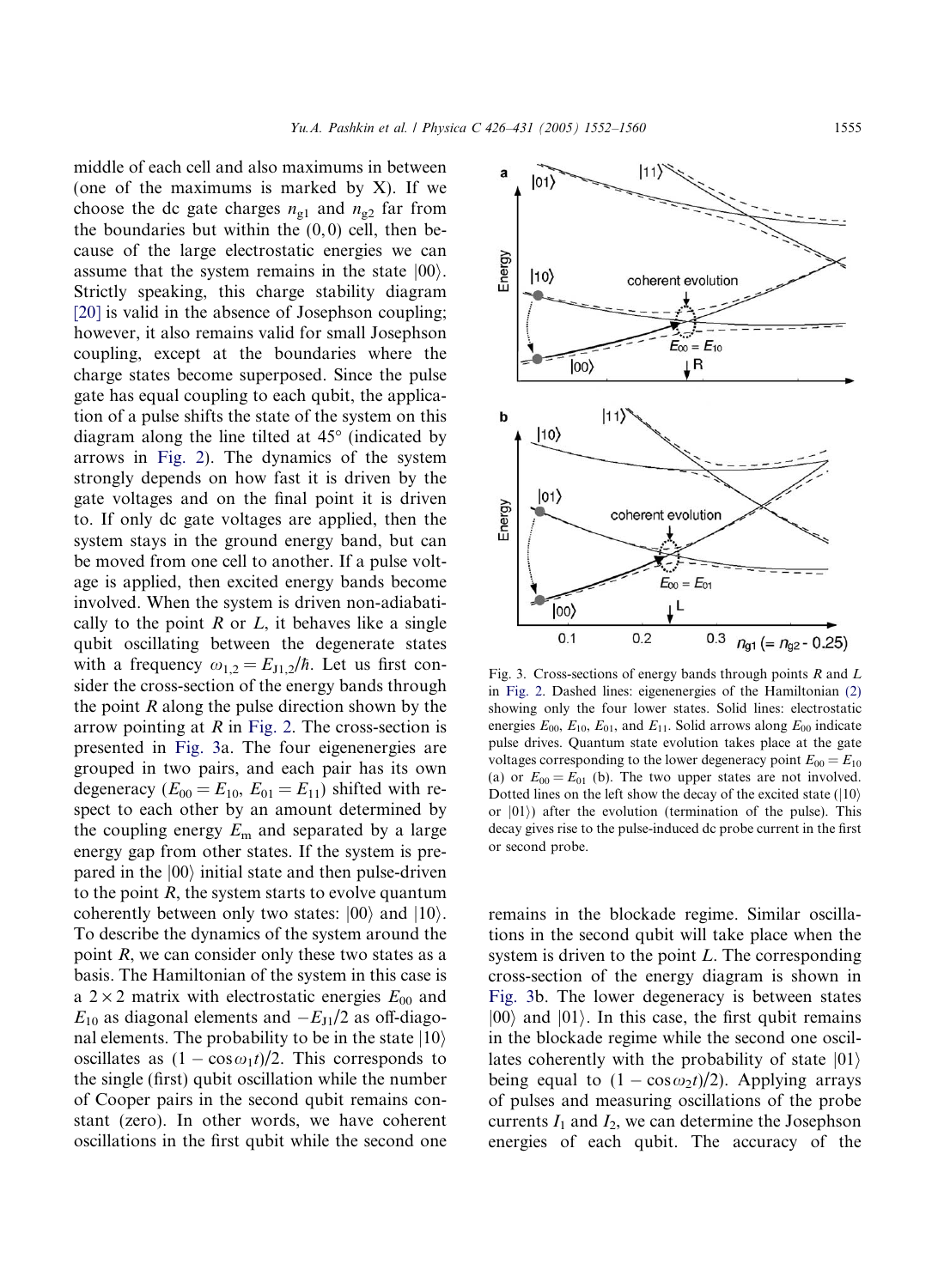middle of each cell and also maximums in between (one of the maximums is marked by X). If we choose the dc gate charges $n_{g1}$ and $n_{g2}$ far from the boundaries but within the (0, 0) cell, then because of the large electrostatic energies we can assume that the system remains in the state $|00\rangle$. Strictly speaking, this charge stability diagram [20] is valid in the absence of Josephson coupling; however, it also remains valid for small Josephson coupling, except at the boundaries where the charge states become superposed. Since the pulse gate has equal coupling to each qubit, the application of a pulse shifts the state of the system on this diagram along the line tilted at 45° (indicated by arrows in Fig. 2). The dynamics of the system strongly depends on how fast it is driven by the gate voltages and on the final point it is driven to. If only dc gate voltages are applied, then the system stays in the ground energy band, but can be moved from one cell to another. If a pulse voltage is applied, then excited energy bands become involved. When the system is driven non-adiabatically to the point $R$ or $L$, it behaves like a single qubit oscillating between the degenerate states with a frequency $\omega_{1,2} = E_{J1,2}/\hbar$. Let us first consider the cross-section of the energy bands through the point $R$ along the pulse direction shown by the arrow pointing at $R$ in Fig. 2. The cross-section is presented in Fig. 3a. The four eigenenergies are grouped in two pairs, and each pair has its own degeneracy ($E_{00} = E_{10}$, $E_{01} = E_{11}$) shifted with respect to each other by an amount determined by the coupling energy $E_m$ and separated by a large energy gap from other states. If the system is prepared in the $|00\rangle$ initial state and then pulse-driven to the point $R$, the system starts to evolve quantum coherently between only two states: $|00\rangle$ and $|10\rangle$. To describe the dynamics of the system around the point $R$, we can consider only these two states as a basis. The Hamiltonian of the system in this case is a $2\times2$ matrix with electrostatic energies $E_{00}$ and $E_{10}$ as diagonal elements and $-E_{J1}/2$ as off-diagonal elements. The probability to be in the state $|10\rangle$ oscillates as $(1 - \cos\omega_1 t)/2$. This corresponds to the single (first) qubit oscillation while the number of Cooper pairs in the second qubit remains constant (zero). In other words, we have coherent oscillations in the first qubit while the second one remains in the blockade regime. Similar oscillations in the second qubit will take place when the system is driven to the point $L$. The corresponding cross-section of the energy diagram is shown in Fig. 3b. The lower degeneracy is between states $|00\rangle$ and $|01\rangle$. In this case, the first qubit remains in the blockade regime while the second one oscillates coherently with the probability of state $|01\rangle$ being equal to $(1 - \cos\omega_2 t)/2$). Applying arrays of pulses and measuring oscillations of the probe currents $I_1$ and $I_2$, we can determine the Josephson energies of each qubit. The accuracy of the

Fig. 3. Cross-sections of energy bands through points $R$ and $L$ in Fig. 2. Dashed lines: eigenenergies of the Hamiltonian (2) showing only the four lower states. Solid lines: electrostatic energies $E_{00}$, $E_{10}$, $E_{01}$, and $E_{11}$. Solid arrows along $E_{00}$ indicate pulse drives. Quantum state evolution takes place at the gate voltages corresponding to the lower degeneracy point $E_{00} = E_{10}$ (a) or $E_{00} = E_{01}$ (b). The two upper states are not involved. Dotted lines on the left show the decay of the excited state ($|10\rangle$ or $|01\rangle$) after the evolution (termination of the pulse). This decay gives rise to the pulse-induced dc probe current in the first or second probe.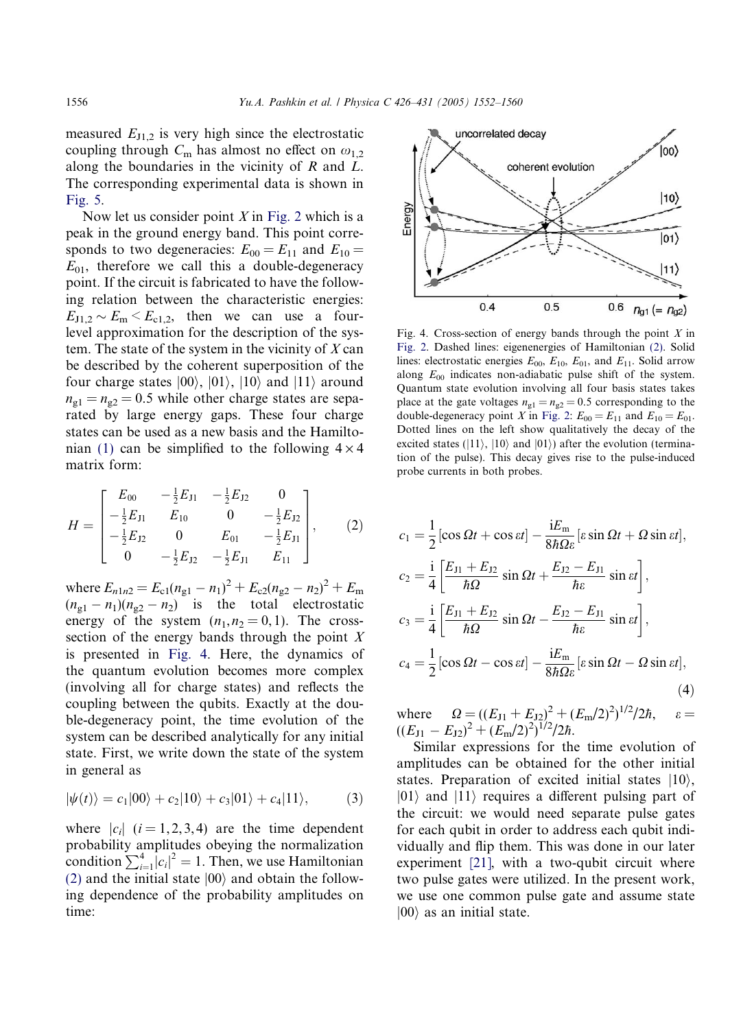measured $E_{J1,2}$ is very high since the electrostatic coupling through $C_m$ has almost no effect on $\omega_{1,2}$ along the boundaries in the vicinity of $R$ and $L$. The corresponding experimental data is shown in Fig. 5.

Now let us consider point $X$ in Fig. 2 which is a peak in the ground energy band. This point corresponds to two degeneracies: $E_{00} = E_{11}$ and $E_{10} = E_{01}$, therefore we call this a double-degeneracy point. If the circuit is fabricated to have the following relation between the characteristic energies: $E_{J1,2} \sim E_m < E_{c1,2}$, then we can use a four-level approximation for the description of the system. The state of the system in the vicinity of $X$ can be described by the coherent superposition of the four charge states $|00\rangle$, $|01\rangle$, $|10\rangle$ and $|11\rangle$ around $n_{g1} = n_{g2} = 0.5$ while other charge states are separated by large energy gaps. These four charge states can be used as a new basis and the Hamiltonian (1) can be simplified to the following $4 \times 4$ matrix form:

$$H = \begin{bmatrix} E_{00} & -\frac{1}{2}E_{J1} & -\frac{1}{2}E_{J2} & 0 \\ -\frac{1}{2}E_{J1} & E_{10} & 0 & -\frac{1}{2}E_{J2} \\ -\frac{1}{2}E_{J2} & 0 & E_{01} & -\frac{1}{2}E_{J1} \\ 0 & -\frac{1}{2}E_{J2} & -\frac{1}{2}E_{J1} & E_{11} \end{bmatrix}, \qquad (2)$$

where $E_{n1n2} = E_{c1}(n_{g1} - n_1)^2 + E_{c2}(n_{g2} - n_2)^2 + E_m (n_{g1} - n_1)(n_{g2} - n_2)$ is the total electrostatic energy of the system $(n_1, n_2 = 0, 1)$. The cross-section of the energy bands through the point $X$ is presented in Fig. 4. Here, the dynamics of the quantum evolution becomes more complex (involving all for charge states) and reflects the coupling between the qubits. Exactly at the double-degeneracy point, the time evolution of the system can be described analytically for any initial state. First, we write down the state of the system in general as

$$|\psi(t)\rangle = c_1|00\rangle + c_2|10\rangle + c_3|01\rangle + c_4|11\rangle, \qquad (3)$$

where $|c_i|$ $(i = 1, 2, 3, 4)$ are the time dependent probability amplitudes obeying the normalization condition $\sum_{i=1}^{4}|c_i|^2 = 1$. Then, we use Hamiltonian (2) and the initial state $|00\rangle$ and obtain the following dependence of the probability amplitudes on time:

Fig. 4. Cross-section of energy bands through the point $X$ in Fig. 2. Dashed lines: eigenenergies of Hamiltonian (2). Solid lines: electrostatic energies $E_{00}$, $E_{10}$, $E_{01}$, and $E_{11}$. Solid arrow along $E_{00}$ indicates non-adiabatic pulse shift of the system. Quantum state evolution involving all four basis states takes place at the gate voltages $n_{g1} = n_{g2} = 0.5$ corresponding to the double-degeneracy point $X$ in Fig. 2: $E_{00} = E_{11}$ and $E_{10} = E_{01}$. Dotted lines on the left show qualitatively the decay of the excited states ($|11\rangle$, $|10\rangle$ and $|01\rangle$) after the evolution (termination of the pulse). This decay gives rise to the pulse-induced probe currents in both probes.

$$\begin{aligned}
c_1 &= \frac{1}{2}[\cos\Omega t + \cos\varepsilon t] - \frac{\mathrm{i}E_m}{8\hbar\Omega\varepsilon}[\varepsilon\sin\Omega t + \Omega\sin\varepsilon t], \\
c_2 &= \frac{\mathrm{i}}{4}\left[\frac{E_{J1} + E_{J2}}{\hbar\Omega}\sin\Omega t + \frac{E_{J2} - E_{J1}}{\hbar\varepsilon}\sin\varepsilon t\right], \\
c_3 &= \frac{\mathrm{i}}{4}\left[\frac{E_{J1} + E_{J2}}{\hbar\Omega}\sin\Omega t - \frac{E_{J2} - E_{J1}}{\hbar\varepsilon}\sin\varepsilon t\right], \\
c_4 &= \frac{1}{2}[\cos\Omega t - \cos\varepsilon t] - \frac{\mathrm{i}E_m}{8\hbar\Omega\varepsilon}[\varepsilon\sin\Omega t - \Omega\sin\varepsilon t],
\end{aligned} \qquad (4)$$

where $\Omega = ((E_{J1} + E_{J2})^2 + (E_m/2)^2)^{1/2}/2\hbar$, $\varepsilon = ((E_{J1} - E_{J2})^2 + (E_m/2)^2)^{1/2}/2\hbar$.

Similar expressions for the time evolution of amplitudes can be obtained for the other initial states. Preparation of excited initial states $|10\rangle$, $|01\rangle$ and $|11\rangle$ requires a different pulsing part of the circuit: we would need separate pulse gates for each qubit in order to address each qubit individually and flip them. This was done in our later experiment [21], with a two-qubit circuit where two pulse gates were utilized. In the present work, we use one common pulse gate and assume state $|00\rangle$ as an initial state.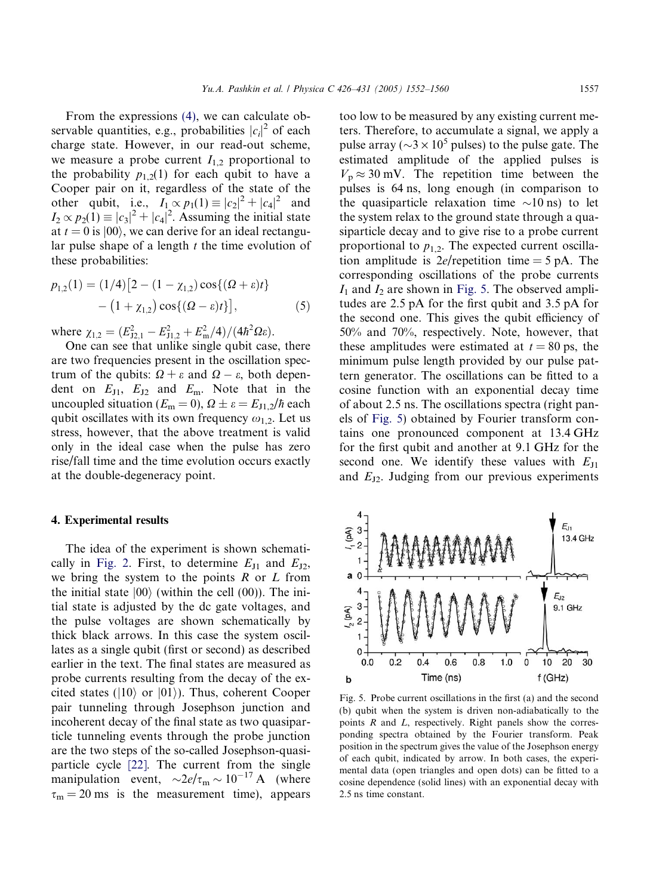From the expressions (4), we can calculate observable quantities, e.g., probabilities $|c_i|^2$ of each charge state. However, in our read-out scheme, we measure a probe current $I_{1,2}$ proportional to the probability $p_{1,2}(1)$ for each qubit to have a Cooper pair on it, regardless of the state of the other qubit, i.e., $I_1 \propto p_1(1) \equiv |c_2|^2 + |c_4|^2$ and $I_2 \propto p_2(1) \equiv |c_3|^2 + |c_4|^2$. Assuming the initial state at $t = 0$ is $|00\rangle$, we can derive for an ideal rectangular pulse shape of a length $t$ the time evolution of these probabilities:

$$p_{1,2}(1) = (1/4)\left[2 - (1 - \chi_{1,2})\cos\{(\Omega + \varepsilon)t\} - \left(1 + \chi_{1,2}\right)\cos\{(\Omega - \varepsilon)t\}\right], \tag{5}$$

where $\chi_{1,2} = (E_{J2,1}^2 - E_{J1,2}^2 + E_m^2/4)/(4\hbar^2\Omega\varepsilon)$.

One can see that unlike single qubit case, there are two frequencies present in the oscillation spectrum of the qubits: $\Omega + \varepsilon$ and $\Omega - \varepsilon$, both dependent on $E_{J1}$, $E_{J2}$ and $E_m$. Note that in the uncoupled situation ($E_m = 0$), $\Omega \pm \varepsilon = E_{J1,2}/\hbar$ each qubit oscillates with its own frequency $\omega_{1,2}$. Let us stress, however, that the above treatment is valid only in the ideal case when the pulse has zero rise/fall time and the time evolution occurs exactly at the double-degeneracy point.

## 4. Experimental results

The idea of the experiment is shown schematically in Fig. 2. First, to determine $E_{J1}$ and $E_{J2}$, we bring the system to the points $R$ or $L$ from the initial state $|00\rangle$ (within the cell (00)). The initial state is adjusted by the dc gate voltages, and the pulse voltages are shown schematically by thick black arrows. In this case the system oscillates as a single qubit (first or second) as described earlier in the text. The final states are measured as probe currents resulting from the decay of the excited states ($|10\rangle$ or $|01\rangle$). Thus, coherent Cooper pair tunneling through Josephson junction and incoherent decay of the final state as two quasiparticle tunneling events through the probe junction are the two steps of the so-called Josephson-quasiparticle cycle [22]. The current from the single manipulation event, $\sim 2e/\tau_m \sim 10^{-17}$ A (where $\tau_m = 20$ ms is the measurement time), appears too low to be measured by any existing current meters. Therefore, to accumulate a signal, we apply a pulse array ($\sim 3 \times 10^5$ pulses) to the pulse gate. The estimated amplitude of the applied pulses is $V_p \approx 30$ mV. The repetition time between the pulses is 64 ns, long enough (in comparison to the quasiparticle relaxation time $\sim$10 ns) to let the system relax to the ground state through a quasiparticle decay and to give rise to a probe current proportional to $p_{1,2}$. The expected current oscillation amplitude is $2e$/repetition time = 5 pA. The corresponding oscillations of the probe currents $I_1$ and $I_2$ are shown in Fig. 5. The observed amplitudes are 2.5 pA for the first qubit and 3.5 pA for the second one. This gives the qubit efficiency of 50% and 70%, respectively. Note, however, that these amplitudes were estimated at $t = 80$ ps, the minimum pulse length provided by our pulse pattern generator. The oscillations can be fitted to a cosine function with an exponential decay time of about 2.5 ns. The oscillations spectra (right panels of Fig. 5) obtained by Fourier transform contains one pronounced component at 13.4 GHz for the first qubit and another at 9.1 GHz for the second one. We identify these values with $E_{J1}$ and $E_{J2}$. Judging from our previous experiments

Fig. 5. Probe current oscillations in the first (a) and the second (b) qubit when the system is driven non-adiabatically to the points $R$ and $L$, respectively. Right panels show the corresponding spectra obtained by the Fourier transform. Peak position in the spectrum gives the value of the Josephson energy of each qubit, indicated by arrow. In both cases, the experimental data (open triangles and open dots) can be fitted to a cosine dependence (solid lines) with an exponential decay with 2.5 ns time constant.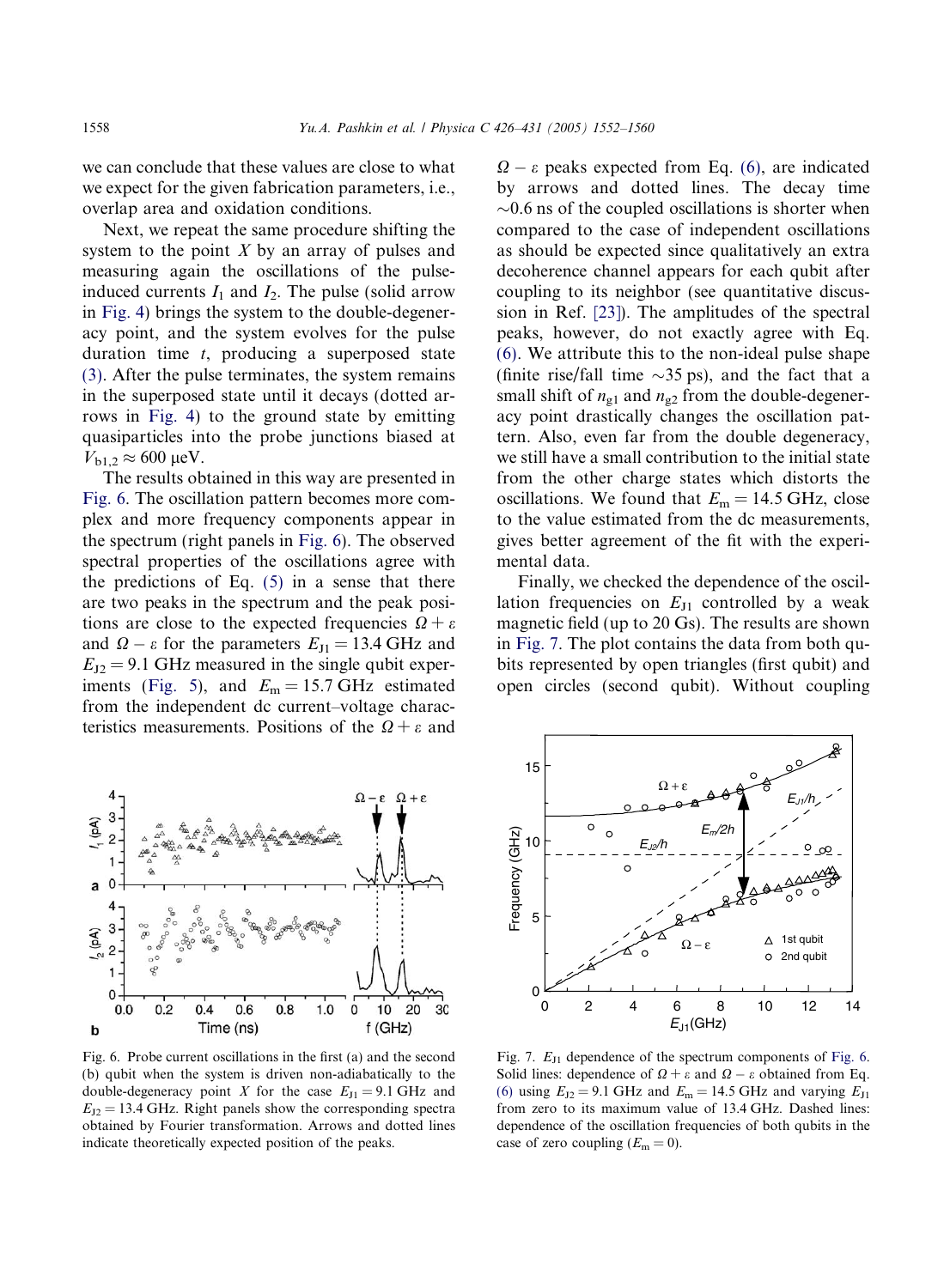we can conclude that these values are close to what we expect for the given fabrication parameters, i.e., overlap area and oxidation conditions.

Next, we repeat the same procedure shifting the system to the point $X$ by an array of pulses and measuring again the oscillations of the pulse-induced currents $I_1$ and $I_2$. The pulse (solid arrow in Fig. 4) brings the system to the double-degeneracy point, and the system evolves for the pulse duration time $t$, producing a superposed state (3). After the pulse terminates, the system remains in the superposed state until it decays (dotted arrows in Fig. 4) to the ground state by emitting quasiparticles into the probe junctions biased at $V_{b1,2} \approx 600$ μeV.

The results obtained in this way are presented in Fig. 6. The oscillation pattern becomes more complex and more frequency components appear in the spectrum (right panels in Fig. 6). The observed spectral properties of the oscillations agree with the predictions of Eq. (5) in a sense that there are two peaks in the spectrum and the peak positions are close to the expected frequencies $\Omega + \varepsilon$ and $\Omega - \varepsilon$ for the parameters $E_{J1} = 13.4$ GHz and $E_{J2} = 9.1$ GHz measured in the single qubit experiments (Fig. 5), and $E_m = 15.7$ GHz estimated from the independent dc current–voltage characteristics measurements. Positions of the $\Omega + \varepsilon$ and $\Omega - \varepsilon$ peaks expected from Eq. (6), are indicated by arrows and dotted lines. The decay time ~0.6 ns of the coupled oscillations is shorter when compared to the case of independent oscillations as should be expected since qualitatively an extra decoherence channel appears for each qubit after coupling to its neighbor (see quantitative discussion in Ref. [23]). The amplitudes of the spectral peaks, however, do not exactly agree with Eq. (6). We attribute this to the non-ideal pulse shape (finite rise/fall time ~35 ps), and the fact that a small shift of $n_{g1}$ and $n_{g2}$ from the double-degeneracy point drastically changes the oscillation pattern. Also, even far from the double degeneracy, we still have a small contribution to the initial state from the other charge states which distorts the oscillations. We found that $E_m = 14.5$ GHz, close to the value estimated from the dc measurements, gives better agreement of the fit with the experimental data.

Finally, we checked the dependence of the oscillation frequencies on $E_{J1}$ controlled by a weak magnetic field (up to 20 Gs). The results are shown in Fig. 7. The plot contains the data from both qubits represented by open triangles (first qubit) and open circles (second qubit). Without coupling

Fig. 6. Probe current oscillations in the first (a) and the second (b) qubit when the system is driven non-adiabatically to the double-degeneracy point $X$ for the case $E_{J1} = 9.1$ GHz and $E_{J2} = 13.4$ GHz. Right panels show the corresponding spectra obtained by Fourier transformation. Arrows and dotted lines indicate theoretically expected position of the peaks.

Fig. 7. $E_{J1}$ dependence of the spectrum components of Fig. 6. Solid lines: dependence of $\Omega + \varepsilon$ and $\Omega - \varepsilon$ obtained from Eq. (6) using $E_{J2} = 9.1$ GHz and $E_m = 14.5$ GHz and varying $E_{J1}$ from zero to its maximum value of 13.4 GHz. Dashed lines: dependence of the oscillation frequencies of both qubits in the case of zero coupling ($E_m = 0$).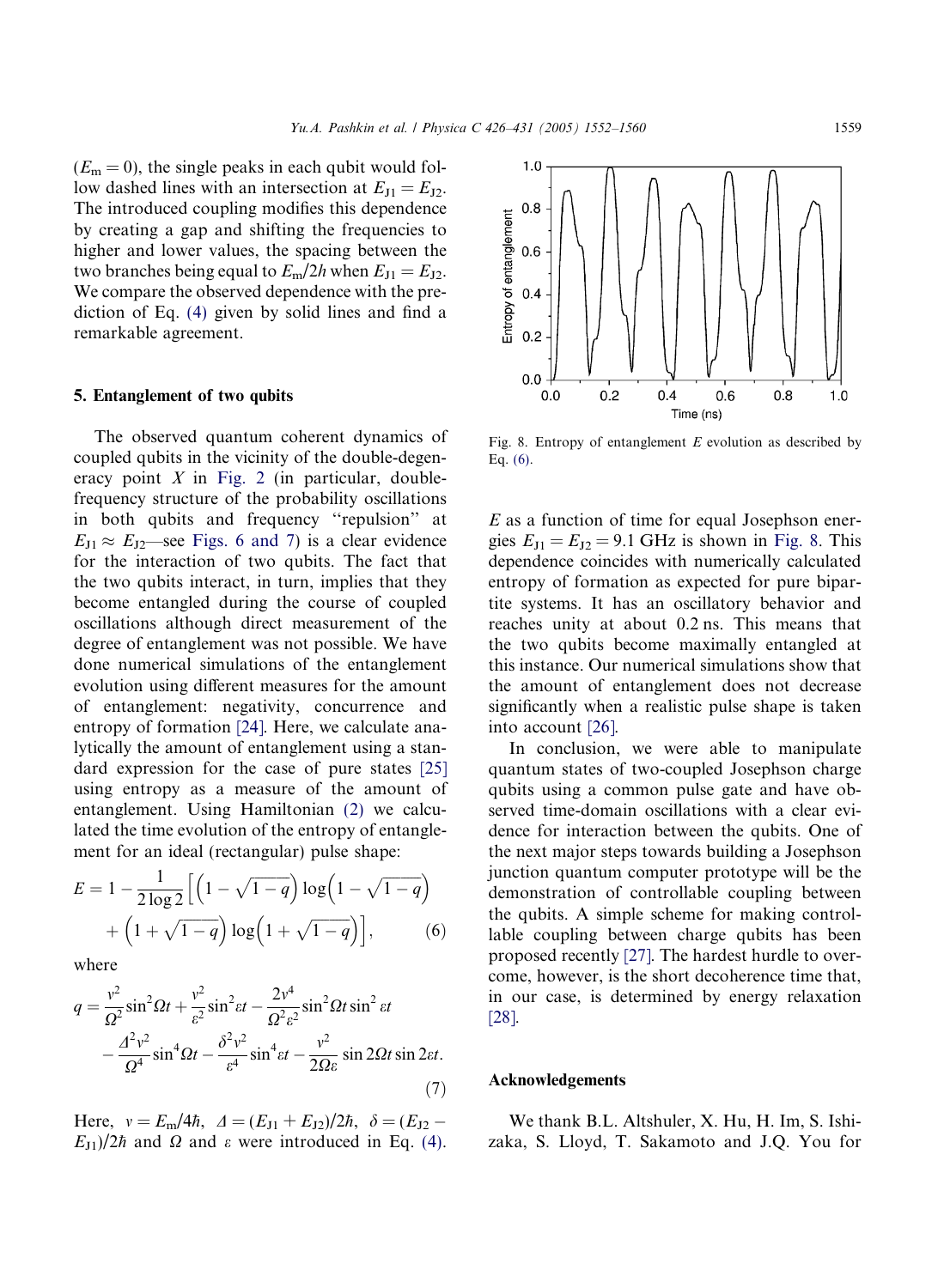($E_m = 0$), the single peaks in each qubit would follow dashed lines with an intersection at $E_{J1} = E_{J2}$. The introduced coupling modifies this dependence by creating a gap and shifting the frequencies to higher and lower values, the spacing between the two branches being equal to $E_m/2h$ when $E_{J1} = E_{J2}$. We compare the observed dependence with the prediction of Eq. (4) given by solid lines and find a remarkable agreement.

## 5. Entanglement of two qubits

The observed quantum coherent dynamics of coupled qubits in the vicinity of the double-degeneracy point $X$ in Fig. 2 (in particular, double-frequency structure of the probability oscillations in both qubits and frequency "repulsion" at $E_{J1} \approx E_{J2}$—see Figs. 6 and 7) is a clear evidence for the interaction of two qubits. The fact that the two qubits interact, in turn, implies that they become entangled during the course of coupled oscillations although direct measurement of the degree of entanglement was not possible. We have done numerical simulations of the entanglement evolution using different measures for the amount of entanglement: negativity, concurrence and entropy of formation [24]. Here, we calculate analytically the amount of entanglement using a standard expression for the case of pure states [25] using entropy as a measure of the amount of entanglement. Using Hamiltonian (2) we calculated the time evolution of the entropy of entanglement for an ideal (rectangular) pulse shape:

$$E = 1 - \frac{1}{2\log 2}\Big[\Big(1-\sqrt{1-q}\Big)\log\Big(1-\sqrt{1-q}\Big) + \Big(1+\sqrt{1-q}\Big)\log\Big(1+\sqrt{1-q}\Big)\Big], \qquad (6)$$

where

$$q = \frac{\nu^2}{\Omega^2}\sin^2\Omega t + \frac{\nu^2}{\varepsilon^2}\sin^2\varepsilon t - \frac{2\nu^4}{\Omega^2\varepsilon^2}\sin^2\Omega t\sin^2\varepsilon t - \frac{\Delta^2\nu^2}{\Omega^4}\sin^4\Omega t - \frac{\delta^2\nu^2}{\varepsilon^4}\sin^4\varepsilon t - \frac{\nu^2}{2\Omega\varepsilon}\sin 2\Omega t\sin 2\varepsilon t. \qquad (7)$$

Here, $\nu = E_m/4\hbar$, $\Delta = (E_{J1} + E_{J2})/2\hbar$, $\delta = (E_{J2} - E_{J1})/2\hbar$ and $\Omega$ and $\varepsilon$ were introduced in Eq. (4). $E$ as a function of time for equal Josephson energies $E_{J1} = E_{J2} = 9.1$ GHz is shown in Fig. 8. This dependence coincides with numerically calculated entropy of formation as expected for pure bipartite systems. It has an oscillatory behavior and reaches unity at about 0.2 ns. This means that the two qubits become maximally entangled at this instance. Our numerical simulations show that the amount of entanglement does not decrease significantly when a realistic pulse shape is taken into account [26].

Fig. 8. Entropy of entanglement $E$ evolution as described by Eq. (6).

In conclusion, we were able to manipulate quantum states of two-coupled Josephson charge qubits using a common pulse gate and have observed time-domain oscillations with a clear evidence for interaction between the qubits. One of the next major steps towards building a Josephson junction quantum computer prototype will be the demonstration of controllable coupling between the qubits. A simple scheme for making controllable coupling between charge qubits has been proposed recently [27]. The hardest hurdle to overcome, however, is the short decoherence time that, in our case, is determined by energy relaxation [28].

## Acknowledgements

We thank B.L. Altshuler, X. Hu, H. Im, S. Ishizaka, S. Lloyd, T. Sakamoto and J.Q. You for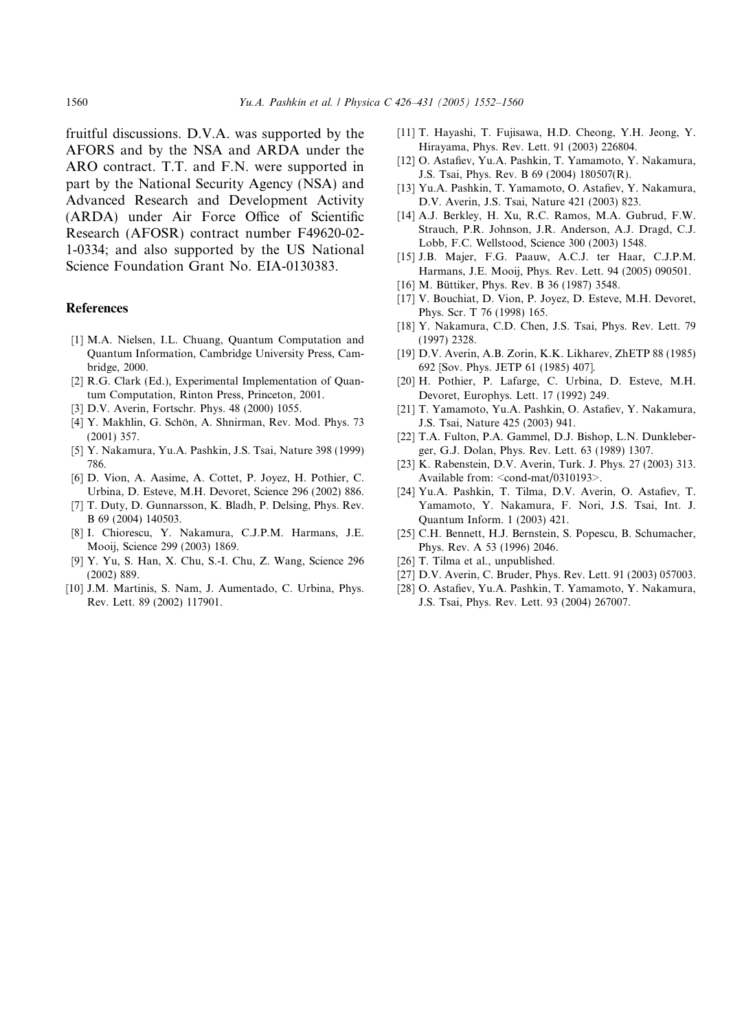fruitful discussions. D.V.A. was supported by the AFORS and by the NSA and ARDA under the ARO contract. T.T. and F.N. were supported in part by the National Security Agency (NSA) and Advanced Research and Development Activity (ARDA) under Air Force Office of Scientific Research (AFOSR) contract number F49620-02-1-0334; and also supported by the US National Science Foundation Grant No. EIA-0130383.

## References

[1] M.A. Nielsen, I.L. Chuang, Quantum Computation and Quantum Information, Cambridge University Press, Cambridge, 2000.

[2] R.G. Clark (Ed.), Experimental Implementation of Quantum Computation, Rinton Press, Princeton, 2001.

[3] D.V. Averin, Fortschr. Phys. 48 (2000) 1055.

[4] Y. Makhlin, G. Schön, A. Shnirman, Rev. Mod. Phys. 73 (2001) 357.

[5] Y. Nakamura, Yu.A. Pashkin, J.S. Tsai, Nature 398 (1999) 786.

[6] D. Vion, A. Aasime, A. Cottet, P. Joyez, H. Pothier, C. Urbina, D. Esteve, M.H. Devoret, Science 296 (2002) 886.

[7] T. Duty, D. Gunnarsson, K. Bladh, P. Delsing, Phys. Rev. B 69 (2004) 140503.

[8] I. Chiorescu, Y. Nakamura, C.J.P.M. Harmans, J.E. Mooij, Science 299 (2003) 1869.

[9] Y. Yu, S. Han, X. Chu, S.-I. Chu, Z. Wang, Science 296 (2002) 889.

[10] J.M. Martinis, S. Nam, J. Aumentado, C. Urbina, Phys. Rev. Lett. 89 (2002) 117901.

[11] T. Hayashi, T. Fujisawa, H.D. Cheong, Y.H. Jeong, Y. Hirayama, Phys. Rev. Lett. 91 (2003) 226804.

[12] O. Astafiev, Yu.A. Pashkin, T. Yamamoto, Y. Nakamura, J.S. Tsai, Phys. Rev. B 69 (2004) 180507(R).

[13] Yu.A. Pashkin, T. Yamamoto, O. Astafiev, Y. Nakamura, D.V. Averin, J.S. Tsai, Nature 421 (2003) 823.

[14] A.J. Berkley, H. Xu, R.C. Ramos, M.A. Gubrud, F.W. Strauch, P.R. Johnson, J.R. Anderson, A.J. Dragd, C.J. Lobb, F.C. Wellstood, Science 300 (2003) 1548.

[15] J.B. Majer, F.G. Paauw, A.C.J. ter Haar, C.J.P.M. Harmans, J.E. Mooij, Phys. Rev. Lett. 94 (2005) 090501.

[16] M. Büttiker, Phys. Rev. B 36 (1987) 3548.

[17] V. Bouchiat, D. Vion, P. Joyez, D. Esteve, M.H. Devoret, Phys. Scr. T 76 (1998) 165.

[18] Y. Nakamura, C.D. Chen, J.S. Tsai, Phys. Rev. Lett. 79 (1997) 2328.

[19] D.V. Averin, A.B. Zorin, K.K. Likharev, ZhETP 88 (1985) 692 [Sov. Phys. JETP 61 (1985) 407].

[20] H. Pothier, P. Lafarge, C. Urbina, D. Esteve, M.H. Devoret, Europhys. Lett. 17 (1992) 249.

[21] T. Yamamoto, Yu.A. Pashkin, O. Astafiev, Y. Nakamura, J.S. Tsai, Nature 425 (2003) 941.

[22] T.A. Fulton, P.A. Gammel, D.J. Bishop, L.N. Dunkleberger, G.J. Dolan, Phys. Rev. Lett. 63 (1989) 1307.

[23] K. Rabenstein, D.V. Averin, Turk. J. Phys. 27 (2003) 313. Available from: <cond-mat/0310193>.

[24] Yu.A. Pashkin, T. Tilma, D.V. Averin, O. Astafiev, T. Yamamoto, Y. Nakamura, F. Nori, J.S. Tsai, Int. J. Quantum Inform. 1 (2003) 421.

[25] C.H. Bennett, H.J. Bernstein, S. Popescu, B. Schumacher, Phys. Rev. A 53 (1996) 2046.

[26] T. Tilma et al., unpublished.

[27] D.V. Averin, C. Bruder, Phys. Rev. Lett. 91 (2003) 057003.

[28] O. Astafiev, Yu.A. Pashkin, T. Yamamoto, Y. Nakamura, J.S. Tsai, Phys. Rev. Lett. 93 (2004) 267007.